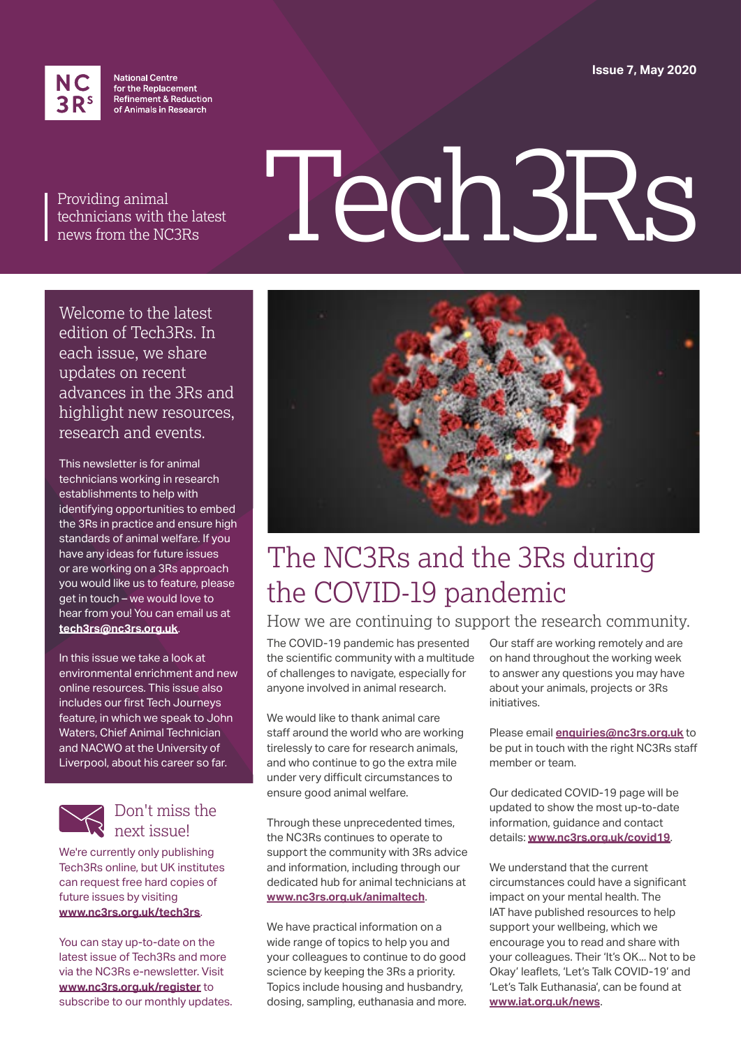**National Centre for the Replacement Refinement & Reduction of Animals in Research**

Issue 7, May 2020

# Tech3Rs

Providing animal technicians with the latest news from the NC3Rs

Welcome to the latest edition of Tech3Rs. In each issue, we share updates on recent advances in the 3Rs and highlight new resources, research and events.

This newsletter is for animal technicians working in research establishments to help with identifying opportunities to embed the 3Rs in practice and ensure high standards of animal welfare. If you have any ideas for future issues or are working on a 3Rs approach you would like us to feature, please get in touch – we would love to hear from you! You can email us at **tech3rs@nc3rs.org.uk**.

In this issue we take a look at environmental enrichment and new online resources. This issue also includes our first Tech Journeys feature, in which we speak to John Waters, Chief Animal Technician and NACWO at the University of Liverpool, about his career so far.

### Don't miss the next issue!

We're currently only publishing Tech3Rs online, but UK institutes can request free hard copies of future issues by visiting **www.nc3rs.org.uk/tech3rs**.

You can stay up-to-date on the latest issue of Tech3Rs and more via the NC3Rs e-newsletter. Visit **www.nc3rs.org.uk/register** to subscribe to our monthly updates.

## The NC3Rs and the 3Rs during the COVID-19 pandemic

How we are continuing to support the research community.

The COVID-19 pandemic has presented the scientific community with a multitude of challenges to navigate, especially for anyone involved in animal research.

We would like to thank animal care staff around the world who are working tirelessly to care for research animals, and who continue to go the extra mile under very difficult circumstances to ensure good animal welfare.

Through these unprecedented times, the NC3Rs continues to operate to support the community with 3Rs advice and information, including through our dedicated hub for animal technicians at **www.nc3rs.org.uk/animaltech**.

We have practical information on a wide range of topics to help you and your colleagues to continue to do good science by keeping the 3Rs a priority. Topics include housing and husbandry, dosing, sampling, euthanasia and more.

Our staff are working remotely and are on hand throughout the working week to answer any questions you may have about your animals, projects or 3Rs initiatives.

Please email **enquiries@nc3rs.org.uk** to be put in touch with the right NC3Rs staff member or team.

Our dedicated COVID-19 page will be updated to show the most up-to-date information, guidance and contact details: **www.nc3rs.org.uk/covid19**.

We understand that the current circumstances could have a significant impact on your mental health. The IAT have published resources to help support your wellbeing, which we encourage you to read and share with your colleagues. Their 'It's OK... Not to be Okay' leaflets, 'Let's Talk COVID-19' and 'Let's Talk Euthanasia', can be found at **www.iat.org.uk/news**.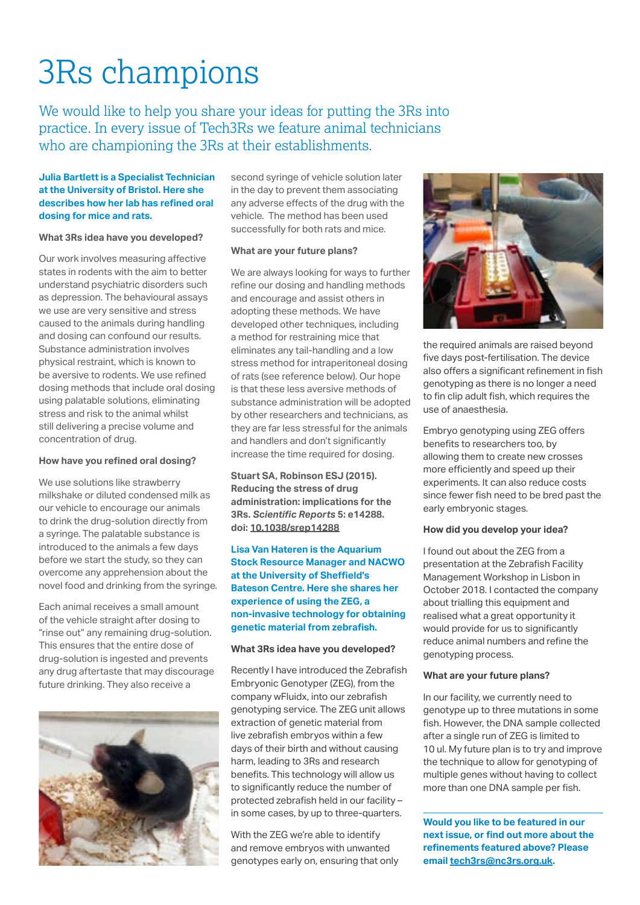# 3Rs champions

We would like to help you share your ideas for putting the 3Rs into practice. In every issue of Tech3Rs we feature animal technicians who are championing the 3Rs at their establishments.

**Julia Bartlett is a Specialist Technician at the University of Bristol. Here she describes how her lab has refined oral dosing for mice and rats.**

### What 3Rs idea have you developed?

Our work involves measuring affective states in rodents with the aim to better understand psychiatric disorders such as depression. The behavioural assays we use are very sensitive and stress caused to the animals during handling and dosing can confound our results. Substance administration involves physical restraint, which is known to be aversive to rodents. We use refined dosing methods that include oral dosing using palatable solutions, eliminating stress and risk to the animal whilst still delivering a precise volume and concentration of drug.

### How have you refined oral dosing?

We use solutions like strawberry milkshake or diluted condensed milk as our vehicle to encourage our animals to drink the drug-solution directly from a syringe. The palatable substance is introduced to the animals a few days before we start the study, so they can overcome any apprehension about the novel food and drinking from the syringe.

Each animal receives a small amount of the vehicle straight after dosing to "rinse out" any remaining drug-solution. This ensures that the entire dose of drug-solution is ingested and prevents any drug aftertaste that may discourage future drinking. They also receive a second syringe of vehicle solution later in the day to prevent them associating any adverse effects of the drug with the vehicle. The method has been used successfully for both rats and mice.

### What are your future plans?

We are always looking for ways to further refine our dosing and handling methods and encourage and assist others in adopting these methods. We have developed other techniques, including a method for restraining mice that eliminates any tail-handling and a low stress method for intraperitoneal dosing of rats (see reference below). Our hope is that these less aversive methods of substance administration will be adopted by other researchers and technicians, as they are far less stressful for the animals and handlers and don't significantly increase the time required for dosing.

**Stuart SA, Robinson ESJ (2015). Reducing the stress of drug administration: implications for the 3Rs. *Scientific Reports* 5: e14288. doi: 10.1038/srep14288**

**Lisa Van Hateren is the Aquarium Stock Resource Manager and NACWO at the University of Sheffield's Bateson Centre. Here she shares her experience of using the ZEG, a non-invasive technology for obtaining genetic material from zebrafish.**

### What 3Rs idea have you developed?

Recently I have introduced the Zebrafish Embryonic Genotyper (ZEG), from the company wFluidx, into our zebrafish genotyping service. The ZEG unit allows extraction of genetic material from live zebrafish embryos within a few days of their birth and without causing harm, leading to 3Rs and research benefits. This technology will allow us to significantly reduce the number of protected zebrafish held in our facility – in some cases, by up to three-quarters.

With the ZEG we're able to identify and remove embryos with unwanted genotypes early on, ensuring that only the required animals are raised beyond five days post-fertilisation. The device also offers a significant refinement in fish genotyping as there is no longer a need to fin clip adult fish, which requires the use of anaesthesia.

Embryo genotyping using ZEG offers benefits to researchers too, by allowing them to create new crosses more efficiently and speed up their experiments. It can also reduce costs since fewer fish need to be bred past the early embryonic stages.

### How did you develop your idea?

I found out about the ZEG from a presentation at the Zebrafish Facility Management Workshop in Lisbon in October 2018. I contacted the company about trialling this equipment and realised what a great opportunity it would provide for us to significantly reduce animal numbers and refine the genotyping process.

### What are your future plans?

In our facility, we currently need to genotype up to three mutations in some fish. However, the DNA sample collected after a single run of ZEG is limited to 10 ul. My future plan is to try and improve the technique to allow for genotyping of multiple genes without having to collect more than one DNA sample per fish.

**Would you like to be featured in our next issue, or find out more about the refinements featured above? Please email tech3rs@nc3rs.org.uk.**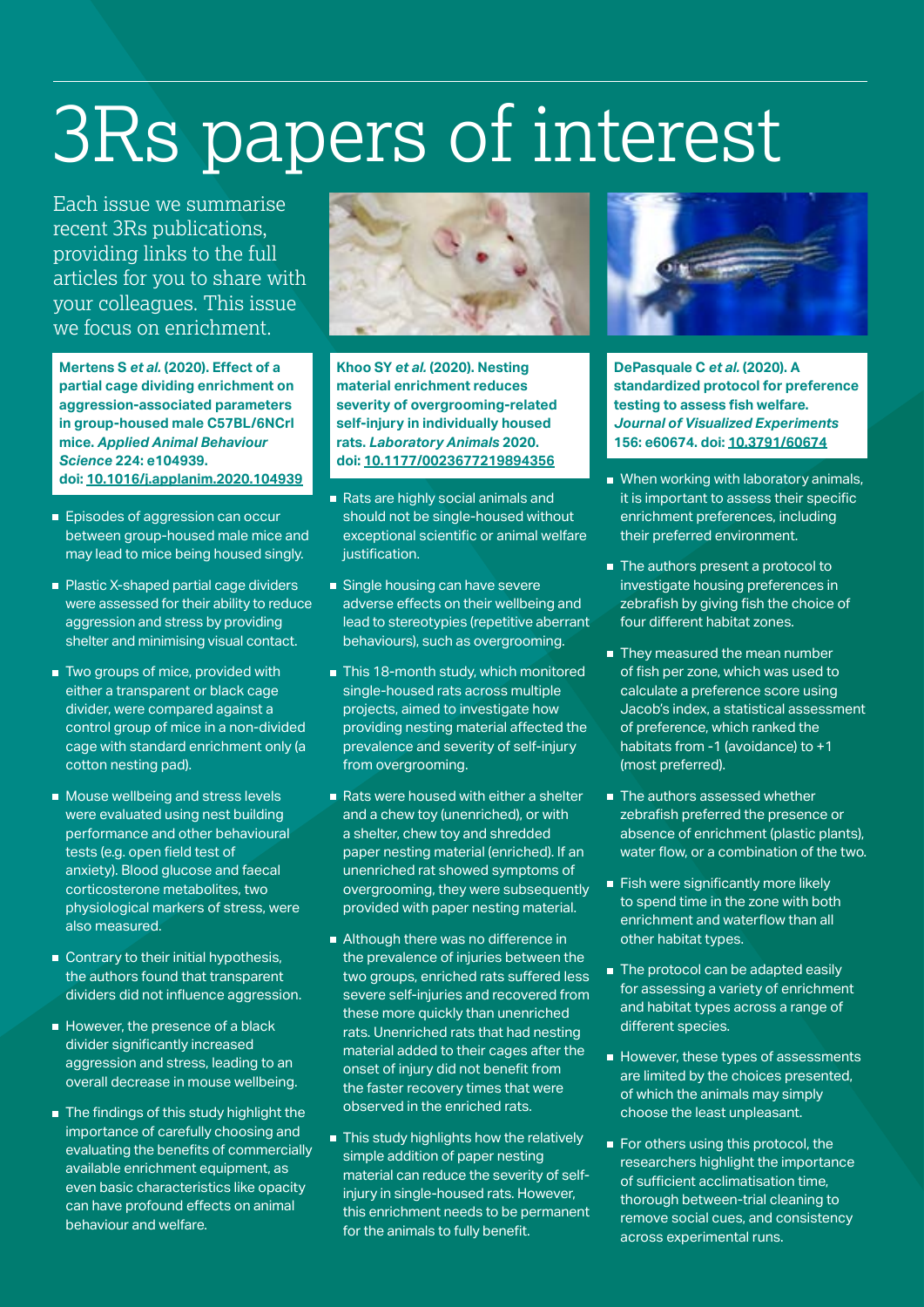# 3Rs papers of interest

Each issue we summarise recent 3Rs publications, providing links to the full articles for you to share with your colleagues. This issue we focus on enrichment.

**Mertens S *et al.* (2020). Effect of a partial cage dividing enrichment on aggression-associated parameters in group-housed male C57BL/6NCrl mice. *Applied Animal Behaviour Science* 224: e104939. doi: 10.1016/j.applanim.2020.104939**

- Episodes of aggression can occur between group-housed male mice and may lead to mice being housed singly.
- Plastic X-shaped partial cage dividers were assessed for their ability to reduce aggression and stress by providing shelter and minimising visual contact.
- Two groups of mice, provided with either a transparent or black cage divider, were compared against a control group of mice in a non-divided cage with standard enrichment only (a cotton nesting pad).
- Mouse wellbeing and stress levels were evaluated using nest building performance and other behavioural tests (e.g. open field test of anxiety). Blood glucose and faecal corticosterone metabolites, two physiological markers of stress, were also measured.
- Contrary to their initial hypothesis, the authors found that transparent dividers did not influence aggression.
- However, the presence of a black divider significantly increased aggression and stress, leading to an overall decrease in mouse wellbeing.
- The findings of this study highlight the importance of carefully choosing and evaluating the benefits of commercially available enrichment equipment, as even basic characteristics like opacity can have profound effects on animal behaviour and welfare.

**Khoo SY *et al.* (2020). Nesting material enrichment reduces severity of overgrooming-related self-injury in individually housed rats. *Laboratory Animals* 2020. doi: 10.1177/0023677219894356**

- Rats are highly social animals and should not be single-housed without exceptional scientific or animal welfare justification.
- Single housing can have severe adverse effects on their wellbeing and lead to stereotypies (repetitive aberrant behaviours), such as overgrooming.
- This 18-month study, which monitored single-housed rats across multiple projects, aimed to investigate how providing nesting material affected the prevalence and severity of self-injury from overgrooming.
- Rats were housed with either a shelter and a chew toy (unenriched), or with a shelter, chew toy and shredded paper nesting material (enriched). If an unenriched rat showed symptoms of overgrooming, they were subsequently provided with paper nesting material.
- Although there was no difference in the prevalence of injuries between the two groups, enriched rats suffered less severe self-injuries and recovered from these more quickly than unenriched rats. Unenriched rats that had nesting material added to their cages after the onset of injury did not benefit from the faster recovery times that were observed in the enriched rats.
- This study highlights how the relatively simple addition of paper nesting material can reduce the severity of self-injury in single-housed rats. However, this enrichment needs to be permanent for the animals to fully benefit.

**DePasquale C *et al.* (2020). A standardized protocol for preference testing to assess fish welfare. *Journal of Visualized Experiments* 156: e60674. doi: 10.3791/60674**

- When working with laboratory animals, it is important to assess their specific enrichment preferences, including their preferred environment.
- The authors present a protocol to investigate housing preferences in zebrafish by giving fish the choice of four different habitat zones.
- They measured the mean number of fish per zone, which was used to calculate a preference score using Jacob's index, a statistical assessment of preference, which ranked the habitats from -1 (avoidance) to +1 (most preferred).
- The authors assessed whether zebrafish preferred the presence or absence of enrichment (plastic plants), water flow, or a combination of the two.
- Fish were significantly more likely to spend time in the zone with both enrichment and waterflow than all other habitat types.
- The protocol can be adapted easily for assessing a variety of enrichment and habitat types across a range of different species.
- However, these types of assessments are limited by the choices presented, of which the animals may simply choose the least unpleasant.
- For others using this protocol, the researchers highlight the importance of sufficient acclimatisation time, thorough between-trial cleaning to remove social cues, and consistency across experimental runs.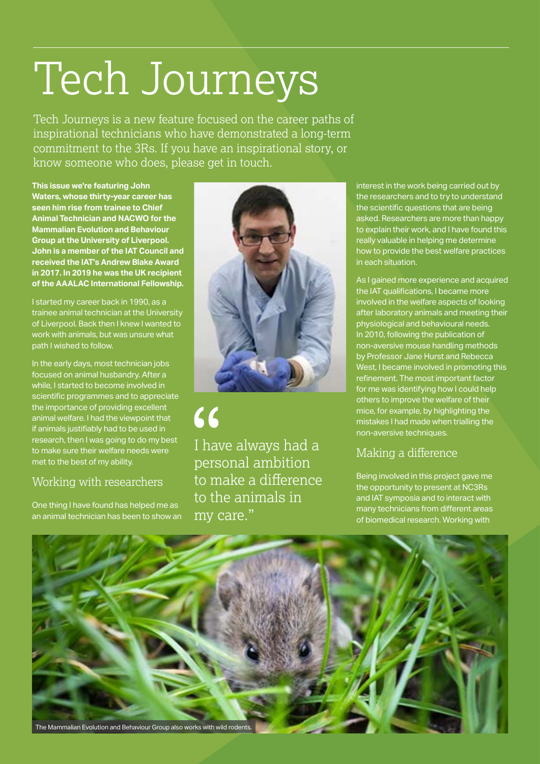# Tech Journeys

Tech Journeys is a new feature focused on the career paths of inspirational technicians who have demonstrated a long-term commitment to the 3Rs. If you have an inspirational story, or know someone who does, please get in touch.

**This issue we're featuring John Waters, whose thirty-year career has seen him rise from trainee to Chief Animal Technician and NACWO for the Mammalian Evolution and Behaviour Group at the University of Liverpool. John is a member of the IAT Council and received the IAT's Andrew Blake Award in 2017. In 2019 he was the UK recipient of the AAALAC International Fellowship.**

I started my career back in 1990, as a trainee animal technician at the University of Liverpool. Back then I knew I wanted to work with animals, but was unsure what path I wished to follow.

In the early days, most technician jobs focused on animal husbandry. After a while, I started to become involved in scientific programmes and to appreciate the importance of providing excellent animal welfare. I had the viewpoint that if animals justifiably had to be used in research, then I was going to do my best to make sure their welfare needs were met to the best of my ability.

> "I have always had a personal ambition to make a difference to the animals in my care."

## Working with researchers

One thing I have found has helped me as an animal technician has been to show an interest in the work being carried out by the researchers and to try to understand the scientific questions that are being asked. Researchers are more than happy to explain their work, and I have found this really valuable in helping me determine how to provide the best welfare practices in each situation.

As I gained more experience and acquired the IAT qualifications, I became more involved in the welfare aspects of looking after laboratory animals and meeting their physiological and behavioural needs. In 2010, following the publication of non-aversive mouse handling methods by Professor Jane Hurst and Rebecca West, I became involved in promoting this refinement. The most important factor for me was identifying how I could help others to improve the welfare of their mice, for example, by highlighting the mistakes I had made when trialling the non-aversive techniques.

## Making a difference

Being involved in this project gave me the opportunity to present at NC3Rs and IAT symposia and to interact with many technicians from different areas of biomedical research. Working with

The Mammalian Evolution and Behaviour Group also works with wild rodents.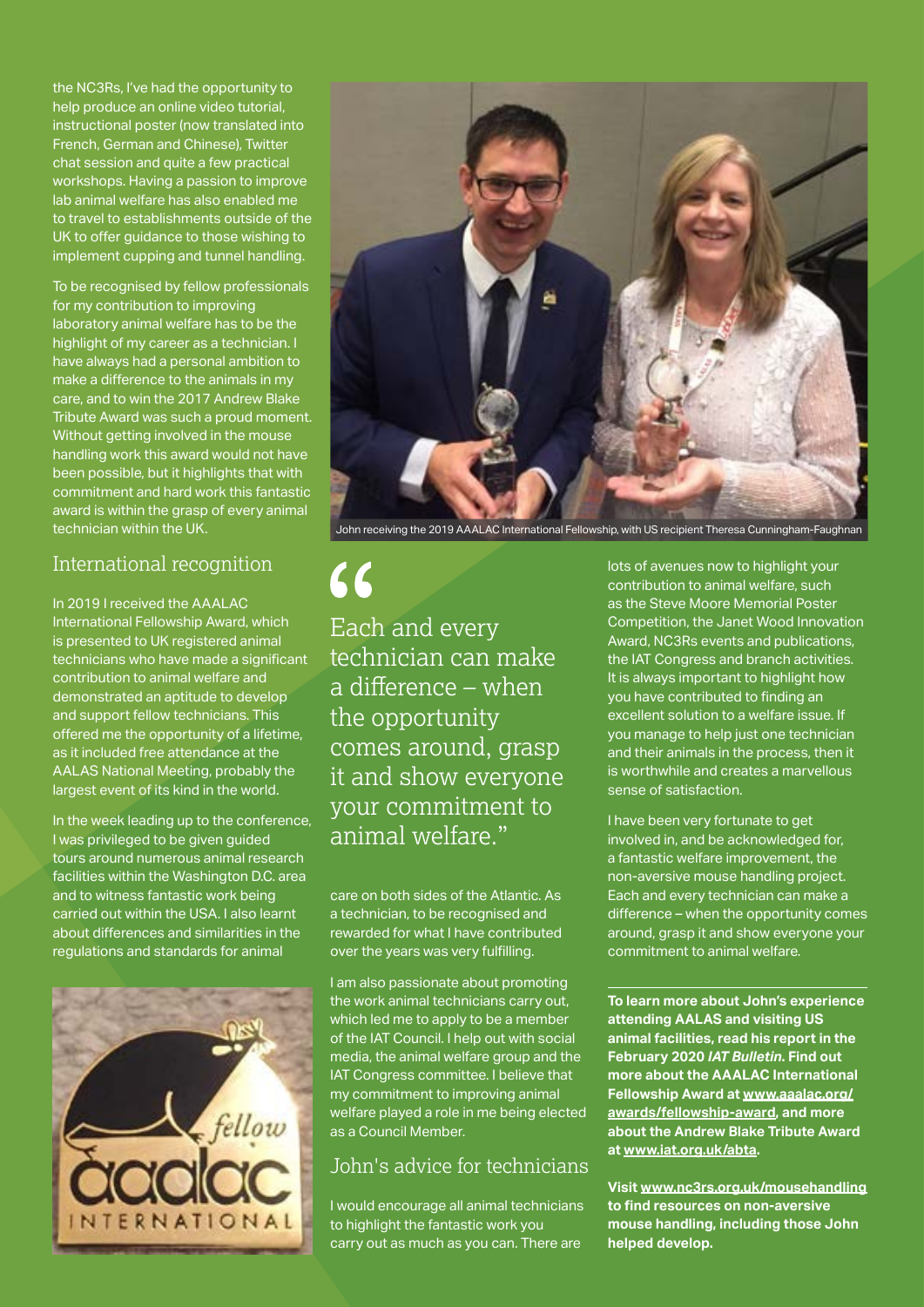the NC3Rs, I've had the opportunity to help produce an online video tutorial, instructional poster (now translated into French, German and Chinese), Twitter chat session and quite a few practical workshops. Having a passion to improve lab animal welfare has also enabled me to travel to establishments outside of the UK to offer guidance to those wishing to implement cupping and tunnel handling.

To be recognised by fellow professionals for my contribution to improving laboratory animal welfare has to be the highlight of my career as a technician. I have always had a personal ambition to make a difference to the animals in my care, and to win the 2017 Andrew Blake Tribute Award was such a proud moment. Without getting involved in the mouse handling work this award would not have been possible, but it highlights that with commitment and hard work this fantastic award is within the grasp of every animal technician within the UK.

John receiving the 2019 AAALAC International Fellowship, with US recipient Theresa Cunningham-Faughnan

## International recognition

In 2019 I received the AAALAC International Fellowship Award, which is presented to UK registered animal technicians who have made a significant contribution to animal welfare and demonstrated an aptitude to develop and support fellow technicians. This offered me the opportunity of a lifetime, as it included free attendance at the AALAS National Meeting, probably the largest event of its kind in the world.

In the week leading up to the conference, I was privileged to be given guided tours around numerous animal research facilities within the Washington D.C. area and to witness fantastic work being carried out within the USA. I also learnt about differences and similarities in the regulations and standards for animal care on both sides of the Atlantic. As a technician, to be recognised and rewarded for what I have contributed over the years was very fulfilling.

> "Each and every technician can make a difference – when the opportunity comes around, grasp it and show everyone your commitment to animal welfare."

I am also passionate about promoting the work animal technicians carry out, which led me to apply to be a member of the IAT Council. I help out with social media, the animal welfare group and the IAT Congress committee. I believe that my commitment to improving animal welfare played a role in me being elected as a Council Member.

## John's advice for technicians

I would encourage all animal technicians to highlight the fantastic work you carry out as much as you can. There are lots of avenues now to highlight your contribution to animal welfare, such as the Steve Moore Memorial Poster Competition, the Janet Wood Innovation Award, NC3Rs events and publications, the IAT Congress and branch activities. It is always important to highlight how you have contributed to finding an excellent solution to a welfare issue. If you manage to help just one technician and their animals in the process, then it is worthwhile and creates a marvellous sense of satisfaction.

I have been very fortunate to get involved in, and be acknowledged for, a fantastic welfare improvement, the non-aversive mouse handling project. Each and every technician can make a difference – when the opportunity comes around, grasp it and show everyone your commitment to animal welfare.

**To learn more about John's experience attending AALAS and visiting US animal facilities, read his report in the February 2020 *IAT Bulletin*. Find out more about the AAALAC International Fellowship Award at www.aaalac.org/awards/fellowship-award, and more about the Andrew Blake Tribute Award at www.iat.org.uk/abta.**

**Visit www.nc3rs.org.uk/mousehandling to find resources on non-aversive mouse handling, including those John helped develop.**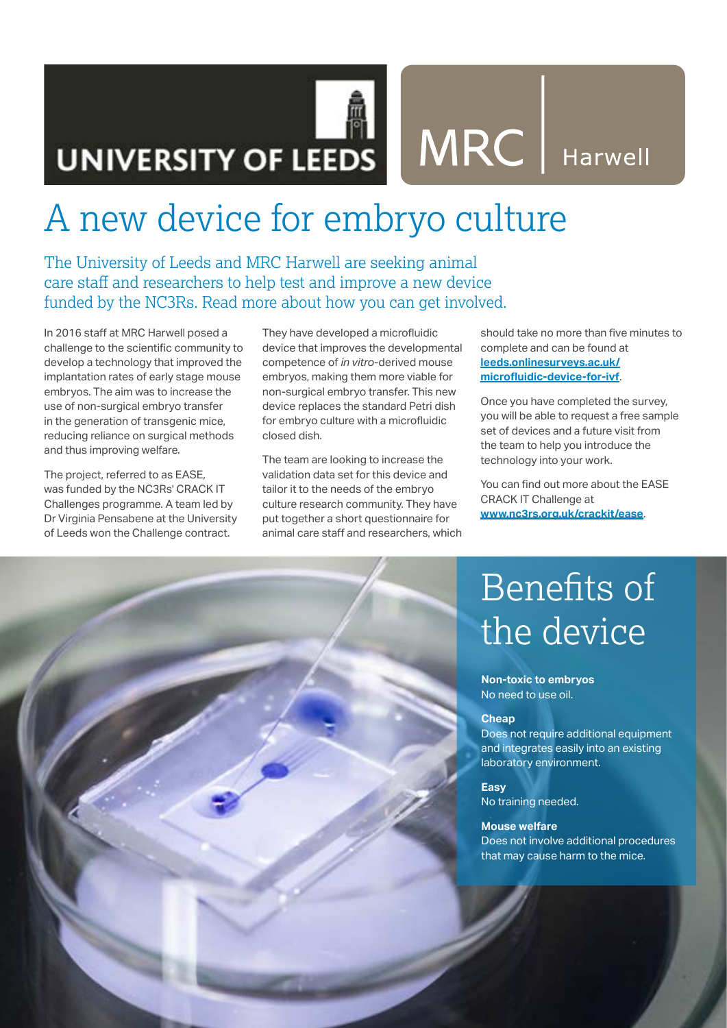UNIVERSITY OF LEEDS

MRC | Harwell

# A new device for embryo culture

The University of Leeds and MRC Harwell are seeking animal care staff and researchers to help test and improve a new device funded by the NC3Rs. Read more about how you can get involved.

In 2016 staff at MRC Harwell posed a challenge to the scientific community to develop a technology that improved the implantation rates of early stage mouse embryos. The aim was to increase the use of non-surgical embryo transfer in the generation of transgenic mice, reducing reliance on surgical methods and thus improving welfare.

The project, referred to as EASE, was funded by the NC3Rs' CRACK IT Challenges programme. A team led by Dr Virginia Pensabene at the University of Leeds won the Challenge contract.

They have developed a microfluidic device that improves the developmental competence of *in vitro*-derived mouse embryos, making them more viable for non-surgical embryo transfer. This new device replaces the standard Petri dish for embryo culture with a microfluidic closed dish.

The team are looking to increase the validation data set for this device and tailor it to the needs of the embryo culture research community. They have put together a short questionnaire for animal care staff and researchers, which should take no more than five minutes to complete and can be found at **leeds.onlinesurveys.ac.uk/microfluidic-device-for-ivf**.

Once you have completed the survey, you will be able to request a free sample set of devices and a future visit from the team to help you introduce the technology into your work.

You can find out more about the EASE CRACK IT Challenge at **www.nc3rs.org.uk/crackit/ease**.

## Benefits of the device

**Non-toxic to embryos**
No need to use oil.

**Cheap**
Does not require additional equipment and integrates easily into an existing laboratory environment.

**Easy**
No training needed.

**Mouse welfare**
Does not involve additional procedures that may cause harm to the mice.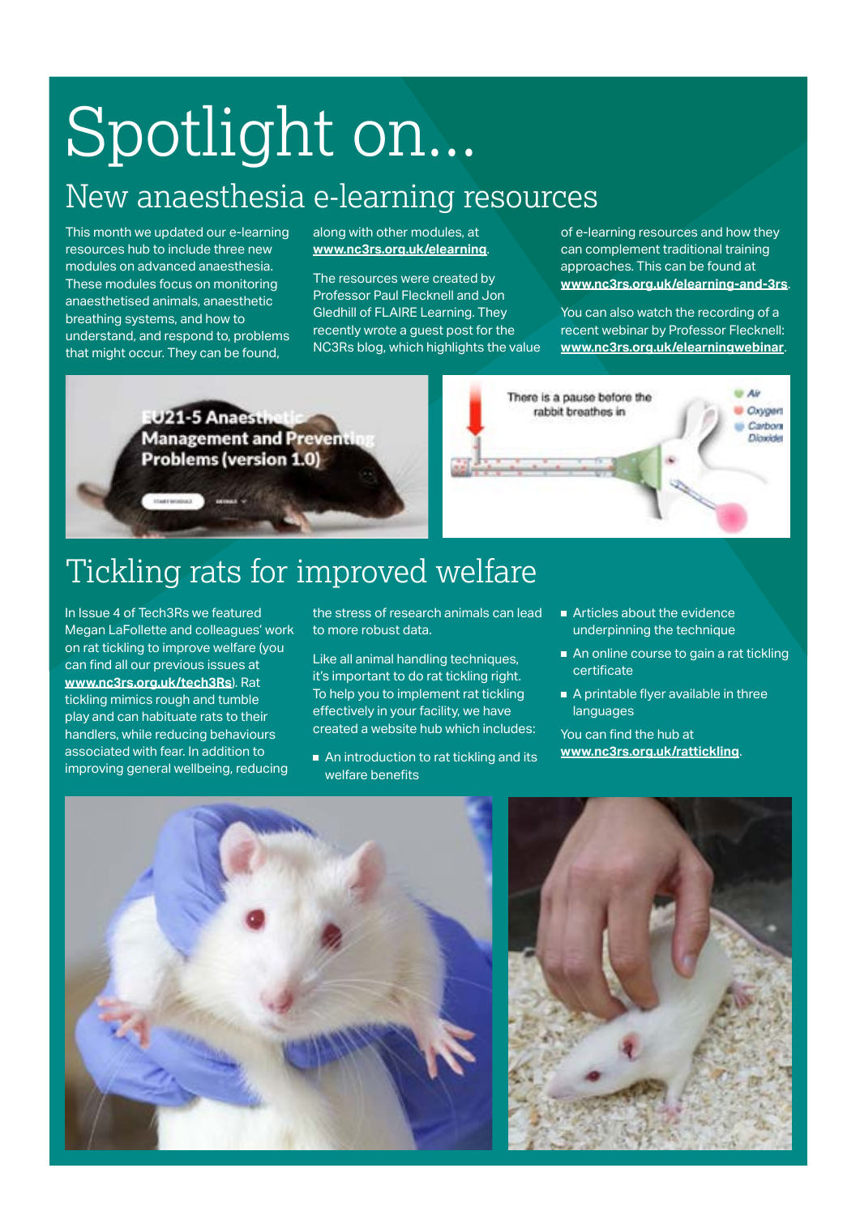# Spotlight on...

## New anaesthesia e-learning resources

This month we updated our e-learning resources hub to include three new modules on advanced anaesthesia. These modules focus on monitoring anaesthetised animals, anaesthetic breathing systems, and how to understand, and respond to, problems that might occur. They can be found, along with other modules, at **www.nc3rs.org.uk/elearning**.

The resources were created by Professor Paul Flecknell and Jon Gledhill of FLAIRE Learning. They recently wrote a guest post for the NC3Rs blog, which highlights the value of e-learning resources and how they can complement traditional training approaches. This can be found at **www.nc3rs.org.uk/elearning-and-3rs**.

You can also watch the recording of a recent webinar by Professor Flecknell: **www.nc3rs.org.uk/elearningwebinar**.

## Tickling rats for improved welfare

In Issue 4 of Tech3Rs we featured Megan LaFollette and colleagues' work on rat tickling to improve welfare (you can find all our previous issues at **www.nc3rs.org.uk/tech3Rs**). Rat tickling mimics rough and tumble play and can habituate rats to their handlers, while reducing behaviours associated with fear. In addition to improving general wellbeing, reducing the stress of research animals can lead to more robust data.

Like all animal handling techniques, it's important to do rat tickling right. To help you to implement rat tickling effectively in your facility, we have created a website hub which includes:

- An introduction to rat tickling and its welfare benefits
- Articles about the evidence underpinning the technique
- An online course to gain a rat tickling certificate
- A printable flyer available in three languages

You can find the hub at **www.nc3rs.org.uk/rattickling**.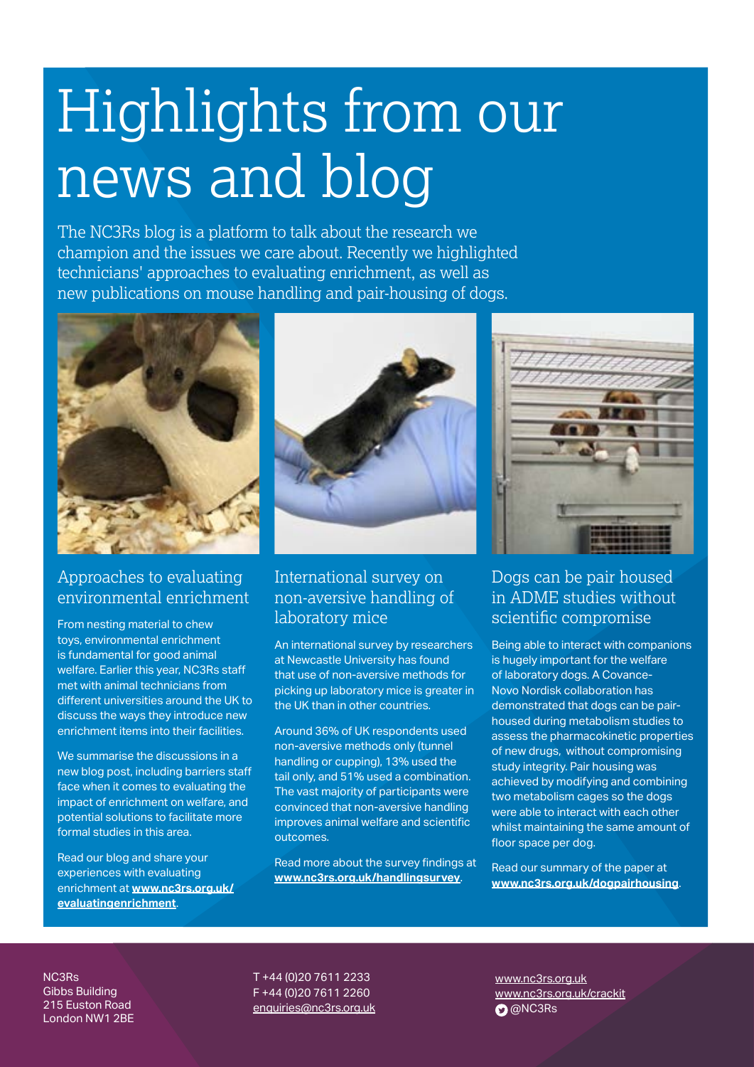# Highlights from our news and blog

The NC3Rs blog is a platform to talk about the research we champion and the issues we care about. Recently we highlighted technicians' approaches to evaluating enrichment, as well as new publications on mouse handling and pair-housing of dogs.

## Approaches to evaluating environmental enrichment

From nesting material to chew toys, environmental enrichment is fundamental for good animal welfare. Earlier this year, NC3Rs staff met with animal technicians from different universities around the UK to discuss the ways they introduce new enrichment items into their facilities.

We summarise the discussions in a new blog post, including barriers staff face when it comes to evaluating the impact of enrichment on welfare, and potential solutions to facilitate more formal studies in this area.

Read our blog and share your experiences with evaluating enrichment at **www.nc3rs.org.uk/evaluatingenrichment**.

## International survey on non-aversive handling of laboratory mice

An international survey by researchers at Newcastle University has found that use of non-aversive methods for picking up laboratory mice is greater in the UK than in other countries.

Around 36% of UK respondents used non-aversive methods only (tunnel handling or cupping), 13% used the tail only, and 51% used a combination. The vast majority of participants were convinced that non-aversive handling improves animal welfare and scientific outcomes.

Read more about the survey findings at **www.nc3rs.org.uk/handlingsurvey**.

## Dogs can be pair housed in ADME studies without scientific compromise

Being able to interact with companions is hugely important for the welfare of laboratory dogs. A Covance-Novo Nordisk collaboration has demonstrated that dogs can be pair-housed during metabolism studies to assess the pharmacokinetic properties of new drugs, without compromising study integrity. Pair housing was achieved by modifying and combining two metabolism cages so the dogs were able to interact with each other whilst maintaining the same amount of floor space per dog.

Read our summary of the paper at **www.nc3rs.org.uk/dogpairhousing**.

NC3Rs
Gibbs Building
215 Euston Road
London NW1 2BE

T +44 (0)20 7611 2233
F +44 (0)20 7611 2260
enquiries@nc3rs.org.uk

www.nc3rs.org.uk
www.nc3rs.org.uk/crackit
@NC3Rs